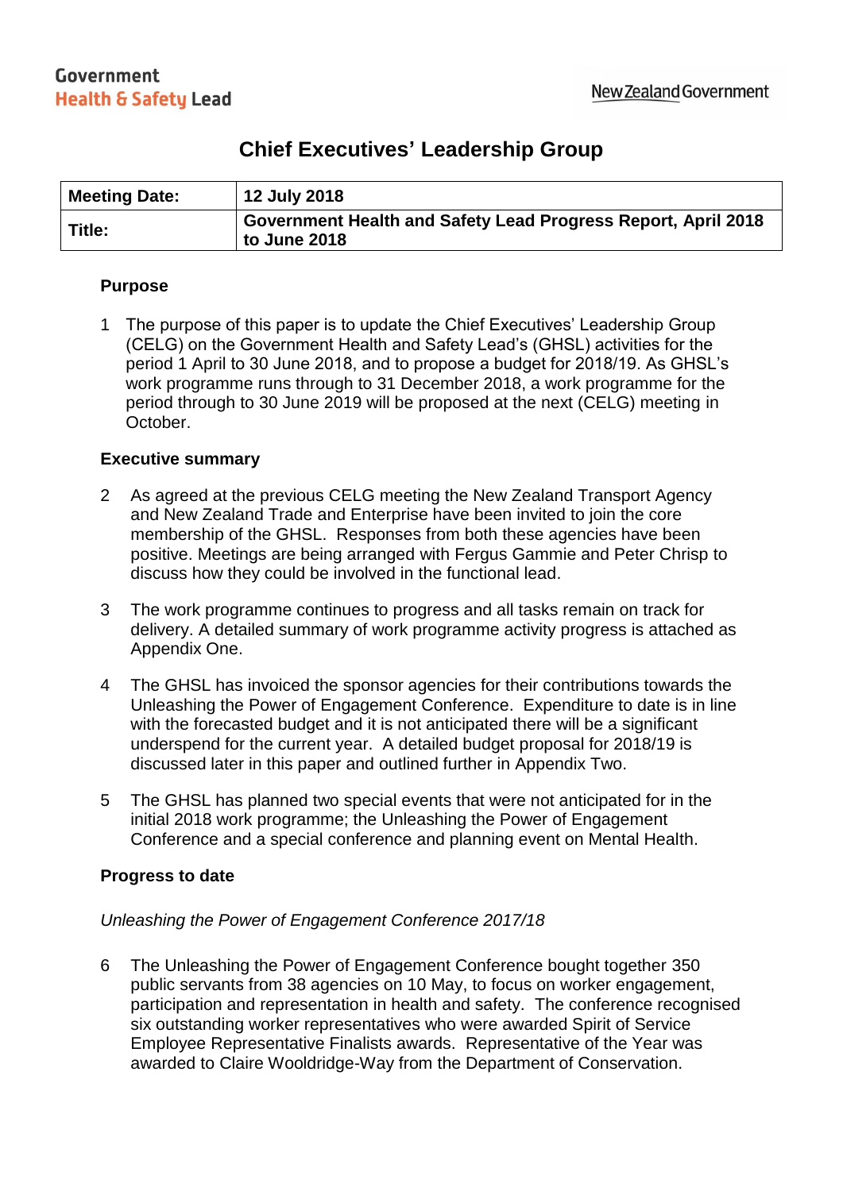Government
Health & Safety Lead

New Zealand Government

# Chief Executives' Leadership Group

| Meeting Date: | 12 July 2018 |
|---|---|
| Title: | Government Health and Safety Lead Progress Report, April 2018 to June 2018 |

## Purpose

1 The purpose of this paper is to update the Chief Executives' Leadership Group (CELG) on the Government Health and Safety Lead's (GHSL) activities for the period 1 April to 30 June 2018, and to propose a budget for 2018/19. As GHSL's work programme runs through to 31 December 2018, a work programme for the period through to 30 June 2019 will be proposed at the next (CELG) meeting in October.

## Executive summary

2 As agreed at the previous CELG meeting the New Zealand Transport Agency and New Zealand Trade and Enterprise have been invited to join the core membership of the GHSL. Responses from both these agencies have been positive. Meetings are being arranged with Fergus Gammie and Peter Chrisp to discuss how they could be involved in the functional lead.

3 The work programme continues to progress and all tasks remain on track for delivery. A detailed summary of work programme activity progress is attached as Appendix One.

4 The GHSL has invoiced the sponsor agencies for their contributions towards the Unleashing the Power of Engagement Conference. Expenditure to date is in line with the forecasted budget and it is not anticipated there will be a significant underspend for the current year. A detailed budget proposal for 2018/19 is discussed later in this paper and outlined further in Appendix Two.

5 The GHSL has planned two special events that were not anticipated for in the initial 2018 work programme; the Unleashing the Power of Engagement Conference and a special conference and planning event on Mental Health.

## Progress to date

*Unleashing the Power of Engagement Conference 2017/18*

6 The Unleashing the Power of Engagement Conference bought together 350 public servants from 38 agencies on 10 May, to focus on worker engagement, participation and representation in health and safety. The conference recognised six outstanding worker representatives who were awarded Spirit of Service Employee Representative Finalists awards. Representative of the Year was awarded to Claire Wooldridge-Way from the Department of Conservation.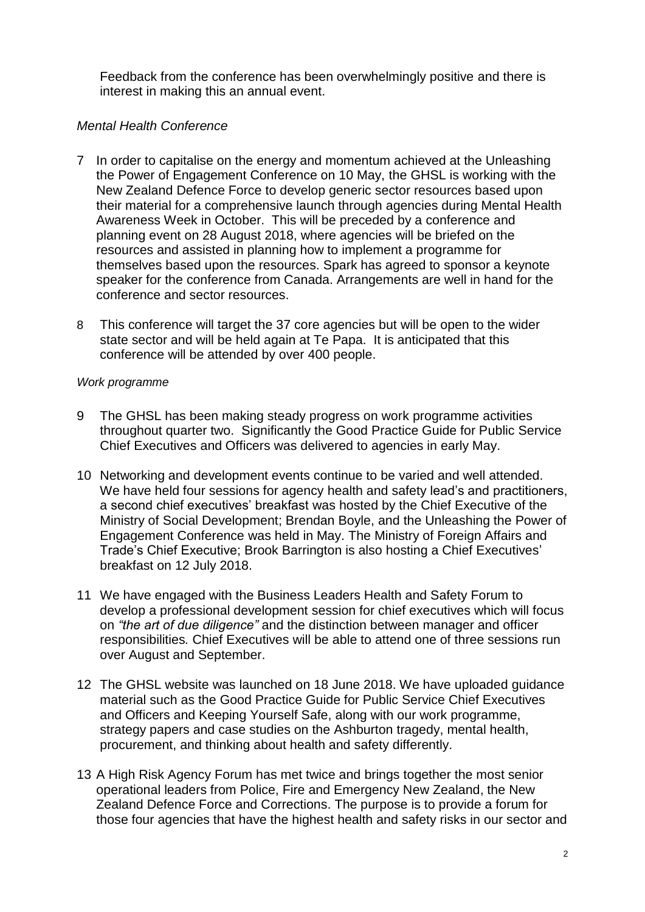Feedback from the conference has been overwhelmingly positive and there is interest in making this an annual event.

*Mental Health Conference*

7 In order to capitalise on the energy and momentum achieved at the Unleashing the Power of Engagement Conference on 10 May, the GHSL is working with the New Zealand Defence Force to develop generic sector resources based upon their material for a comprehensive launch through agencies during Mental Health Awareness Week in October. This will be preceded by a conference and planning event on 28 August 2018, where agencies will be briefed on the resources and assisted in planning how to implement a programme for themselves based upon the resources. Spark has agreed to sponsor a keynote speaker for the conference from Canada. Arrangements are well in hand for the conference and sector resources.

8 This conference will target the 37 core agencies but will be open to the wider state sector and will be held again at Te Papa. It is anticipated that this conference will be attended by over 400 people.

*Work programme*

9 The GHSL has been making steady progress on work programme activities throughout quarter two. Significantly the Good Practice Guide for Public Service Chief Executives and Officers was delivered to agencies in early May.

10 Networking and development events continue to be varied and well attended. We have held four sessions for agency health and safety lead's and practitioners, a second chief executives' breakfast was hosted by the Chief Executive of the Ministry of Social Development; Brendan Boyle, and the Unleashing the Power of Engagement Conference was held in May. The Ministry of Foreign Affairs and Trade's Chief Executive; Brook Barrington is also hosting a Chief Executives' breakfast on 12 July 2018.

11 We have engaged with the Business Leaders Health and Safety Forum to develop a professional development session for chief executives which will focus on *"the art of due diligence"* and the distinction between manager and officer responsibilities*.* Chief Executives will be able to attend one of three sessions run over August and September.

12 The GHSL website was launched on 18 June 2018. We have uploaded guidance material such as the Good Practice Guide for Public Service Chief Executives and Officers and Keeping Yourself Safe, along with our work programme, strategy papers and case studies on the Ashburton tragedy, mental health, procurement, and thinking about health and safety differently.

13 A High Risk Agency Forum has met twice and brings together the most senior operational leaders from Police, Fire and Emergency New Zealand, the New Zealand Defence Force and Corrections. The purpose is to provide a forum for those four agencies that have the highest health and safety risks in our sector and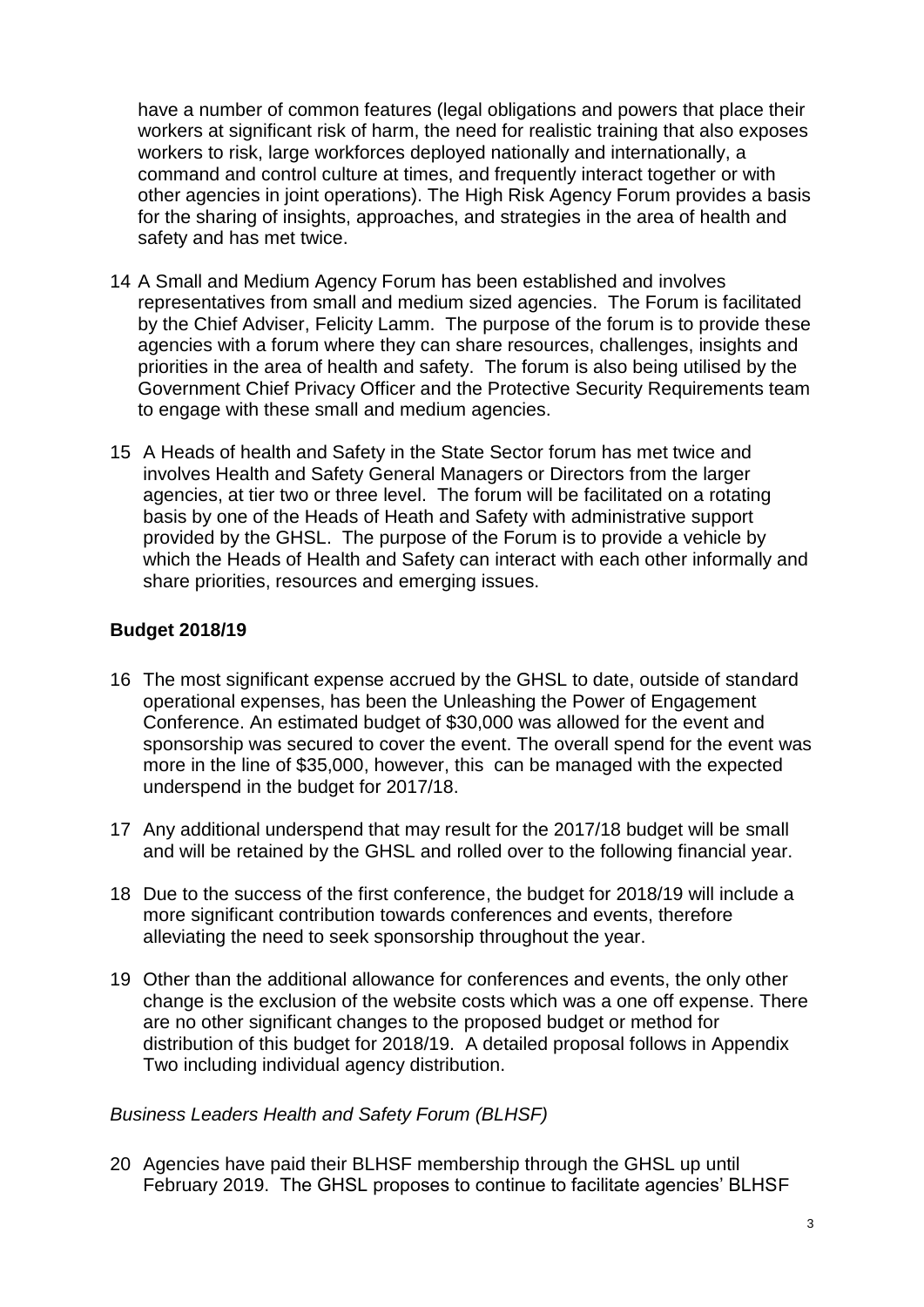have a number of common features (legal obligations and powers that place their workers at significant risk of harm, the need for realistic training that also exposes workers to risk, large workforces deployed nationally and internationally, a command and control culture at times, and frequently interact together or with other agencies in joint operations). The High Risk Agency Forum provides a basis for the sharing of insights, approaches, and strategies in the area of health and safety and has met twice.

14 A Small and Medium Agency Forum has been established and involves representatives from small and medium sized agencies. The Forum is facilitated by the Chief Adviser, Felicity Lamm. The purpose of the forum is to provide these agencies with a forum where they can share resources, challenges, insights and priorities in the area of health and safety. The forum is also being utilised by the Government Chief Privacy Officer and the Protective Security Requirements team to engage with these small and medium agencies.

15 A Heads of health and Safety in the State Sector forum has met twice and involves Health and Safety General Managers or Directors from the larger agencies, at tier two or three level. The forum will be facilitated on a rotating basis by one of the Heads of Heath and Safety with administrative support provided by the GHSL. The purpose of the Forum is to provide a vehicle by which the Heads of Health and Safety can interact with each other informally and share priorities, resources and emerging issues.

## Budget 2018/19

16 The most significant expense accrued by the GHSL to date, outside of standard operational expenses, has been the Unleashing the Power of Engagement Conference. An estimated budget of $30,000 was allowed for the event and sponsorship was secured to cover the event. The overall spend for the event was more in the line of $35,000, however, this can be managed with the expected underspend in the budget for 2017/18.

17 Any additional underspend that may result for the 2017/18 budget will be small and will be retained by the GHSL and rolled over to the following financial year.

18 Due to the success of the first conference, the budget for 2018/19 will include a more significant contribution towards conferences and events, therefore alleviating the need to seek sponsorship throughout the year.

19 Other than the additional allowance for conferences and events, the only other change is the exclusion of the website costs which was a one off expense. There are no other significant changes to the proposed budget or method for distribution of this budget for 2018/19. A detailed proposal follows in Appendix Two including individual agency distribution.

*Business Leaders Health and Safety Forum (BLHSF)*

20 Agencies have paid their BLHSF membership through the GHSL up until February 2019. The GHSL proposes to continue to facilitate agencies' BLHSF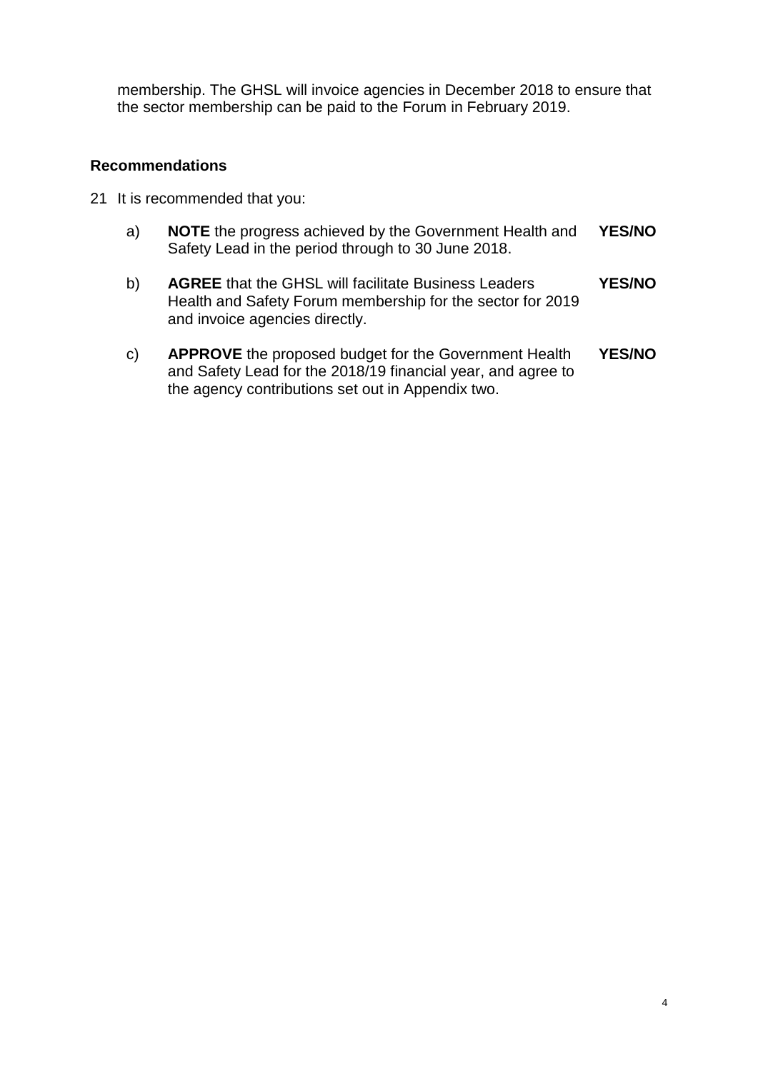membership. The GHSL will invoice agencies in December 2018 to ensure that the sector membership can be paid to the Forum in February 2019.

### Recommendations

21 It is recommended that you:

| | | |
|---|---|---|
| a) | **NOTE** the progress achieved by the Government Health and Safety Lead in the period through to 30 June 2018. | **YES/NO** |
| b) | **AGREE** that the GHSL will facilitate Business Leaders Health and Safety Forum membership for the sector for 2019 and invoice agencies directly. | **YES/NO** |
| c) | **APPROVE** the proposed budget for the Government Health and Safety Lead for the 2018/19 financial year, and agree to the agency contributions set out in Appendix two. | **YES/NO** |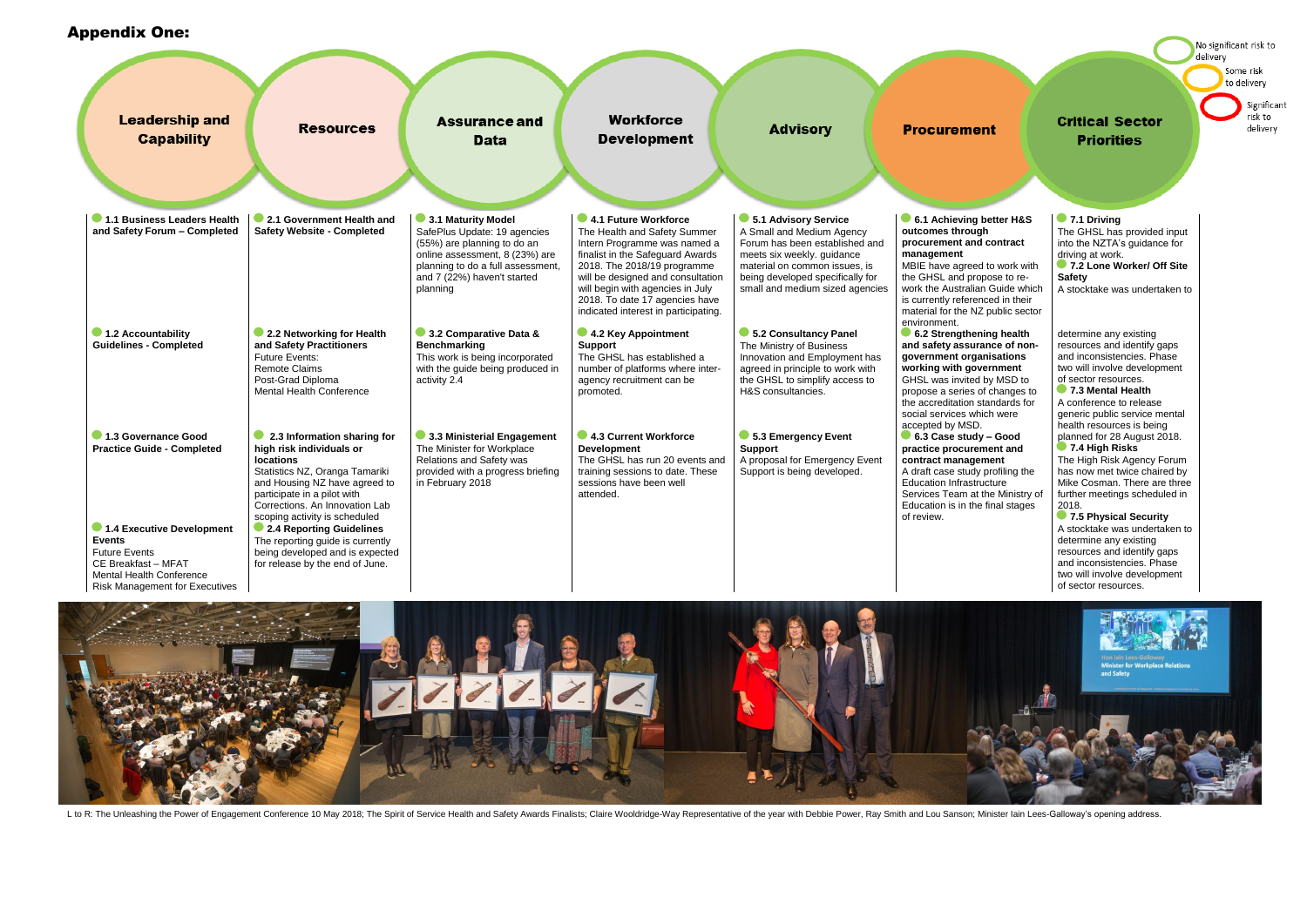## Appendix One:

No significant risk to delivery
Some risk to delivery
Significant risk to delivery

### Leadership and Capability

**1.1 Business Leaders Health and Safety Forum – Completed**

**1.2 Accountability Guidelines - Completed**

**1.3 Governance Good Practice Guide - Completed**

**1.4 Executive Development Events**
Future Events
CE Breakfast – MFAT
Mental Health Conference
Risk Management for Executives

### Resources

**2.1 Government Health and Safety Website - Completed**

**2.2 Networking for Health and Safety Practitioners**
Future Events:
Remote Claims
Post-Grad Diploma
Mental Health Conference

**2.3 Information sharing for high risk individuals or locations**
Statistics NZ, Oranga Tamariki and Housing NZ have agreed to participate in a pilot with Corrections. An Innovation Lab scoping activity is scheduled

**2.4 Reporting Guidelines**
The reporting guide is currently being developed and is expected for release by the end of June.

### Assurance and Data

**3.1 Maturity Model**
SafePlus Update: 19 agencies (55%) are planning to do an online assessment, 8 (23%) are planning to do a full assessment, and 7 (22%) haven't started planning

**3.2 Comparative Data & Benchmarking**
This work is being incorporated with the guide being produced in activity 2.4

**3.3 Ministerial Engagement**
The Minister for Workplace Relations and Safety was provided with a progress briefing in February 2018

### Workforce Development

**4.1 Future Workforce**
The Health and Safety Summer Intern Programme was named a finalist in the Safeguard Awards 2018. The 2018/19 programme will be designed and consultation will begin with agencies in July 2018. To date 17 agencies have indicated interest in participating.

**4.2 Key Appointment Support**
The GHSL has established a number of platforms where inter-agency recruitment can be promoted.

**4.3 Current Workforce Development**
The GHSL has run 20 events and training sessions to date. These sessions have been well attended.

### Advisory

**5.1 Advisory Service**
A Small and Medium Agency Forum has been established and meets six weekly. guidance material on common issues, is being developed specifically for small and medium sized agencies

**5.2 Consultancy Panel**
The Ministry of Business Innovation and Employment has agreed in principle to work with the GHSL to simplify access to H&S consultancies.

**5.3 Emergency Event Support**
A proposal for Emergency Event Support is being developed.

### Procurement

**6.1 Achieving better H&S outcomes through procurement and contract management**
MBIE have agreed to work with the GHSL and propose to re-work the Australian Guide which is currently referenced in their material for the NZ public sector environment.

**6.2 Strengthening health and safety assurance of non-government organisations working with government**
GHSL was invited by MSD to propose a series of changes to the accreditation standards for social services which were accepted by MSD.

**6.3 Case study – Good practice procurement and contract management**
A draft case study profiling the Education Infrastructure Services Team at the Ministry of Education is in the final stages of review.

### Critical Sector Priorities

**7.1 Driving**
The GHSL has provided input into the NZTA's guidance for driving at work.

**7.2 Lone Worker/ Off Site Safety**
A stocktake was undertaken to determine any existing resources and identify gaps and inconsistencies. Phase two will involve development of sector resources.

**7.3 Mental Health**
A conference to release generic public service mental health resources is being planned for 28 August 2018.

**7.4 High Risks**
The High Risk Agency Forum has now met twice chaired by Mike Cosman. There are three further meetings scheduled in 2018.

**7.5 Physical Security**
A stocktake was undertaken to determine any existing resources and identify gaps and inconsistencies. Phase two will involve development of sector resources.

L to R: The Unleashing the Power of Engagement Conference 10 May 2018; The Spirit of Service Health and Safety Awards Finalists; Claire Wooldridge-Way Representative of the year with Debbie Power, Ray Smith and Lou Sanson; Minister Iain Lees-Galloway's opening address.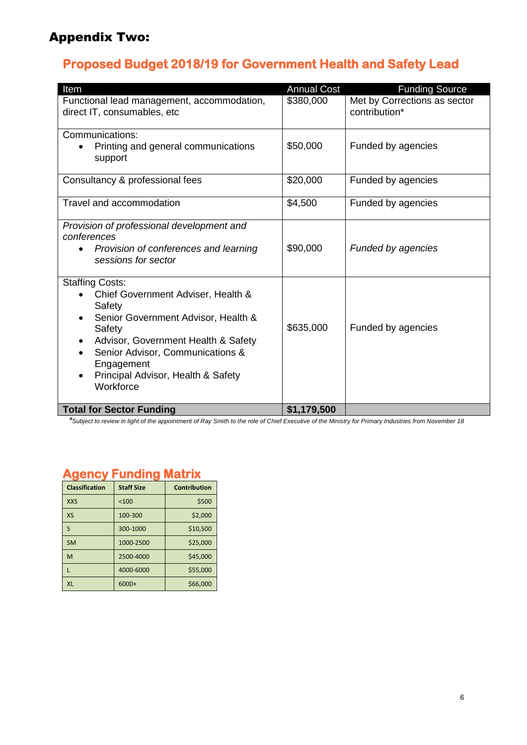# Appendix Two:

## Proposed Budget 2018/19 for Government Health and Safety Lead

| Item | Annual Cost | Funding Source |
|---|---|---|
| Functional lead management, accommodation, direct IT, consumables, etc | $380,000 | Met by Corrections as sector contribution* |
| Communications:<br>• Printing and general communications support | $50,000 | Funded by agencies |
| Consultancy & professional fees | $20,000 | Funded by agencies |
| Travel and accommodation | $4,500 | Funded by agencies |
| *Provision of professional development and conferences*<br>• *Provision of conferences and learning sessions for sector* | $90,000 | *Funded by agencies* |
| Staffing Costs:<br>• Chief Government Adviser, Health & Safety<br>• Senior Government Advisor, Health & Safety<br>• Advisor, Government Health & Safety<br>• Senior Advisor, Communications & Engagement<br>• Principal Advisor, Health & Safety Workforce | $635,000 | Funded by agencies |
| **Total for Sector Funding** | **$1,179,500** | |

**Subject to review in light of the appointment of Ray Smith to the role of Chief Executive of the Ministry for Primary Industries from November 18*

## Agency Funding Matrix

| Classification | Staff Size | Contribution |
|---|---|---|
| XXS | <100 | $500 |
| XS | 100-300 | $2,000 |
| S | 300-1000 | $10,500 |
| SM | 1000-2500 | $25,000 |
| M | 2500-4000 | $45,000 |
| L | 4000-6000 | $55,000 |
| XL | 6000+ | $66,000 |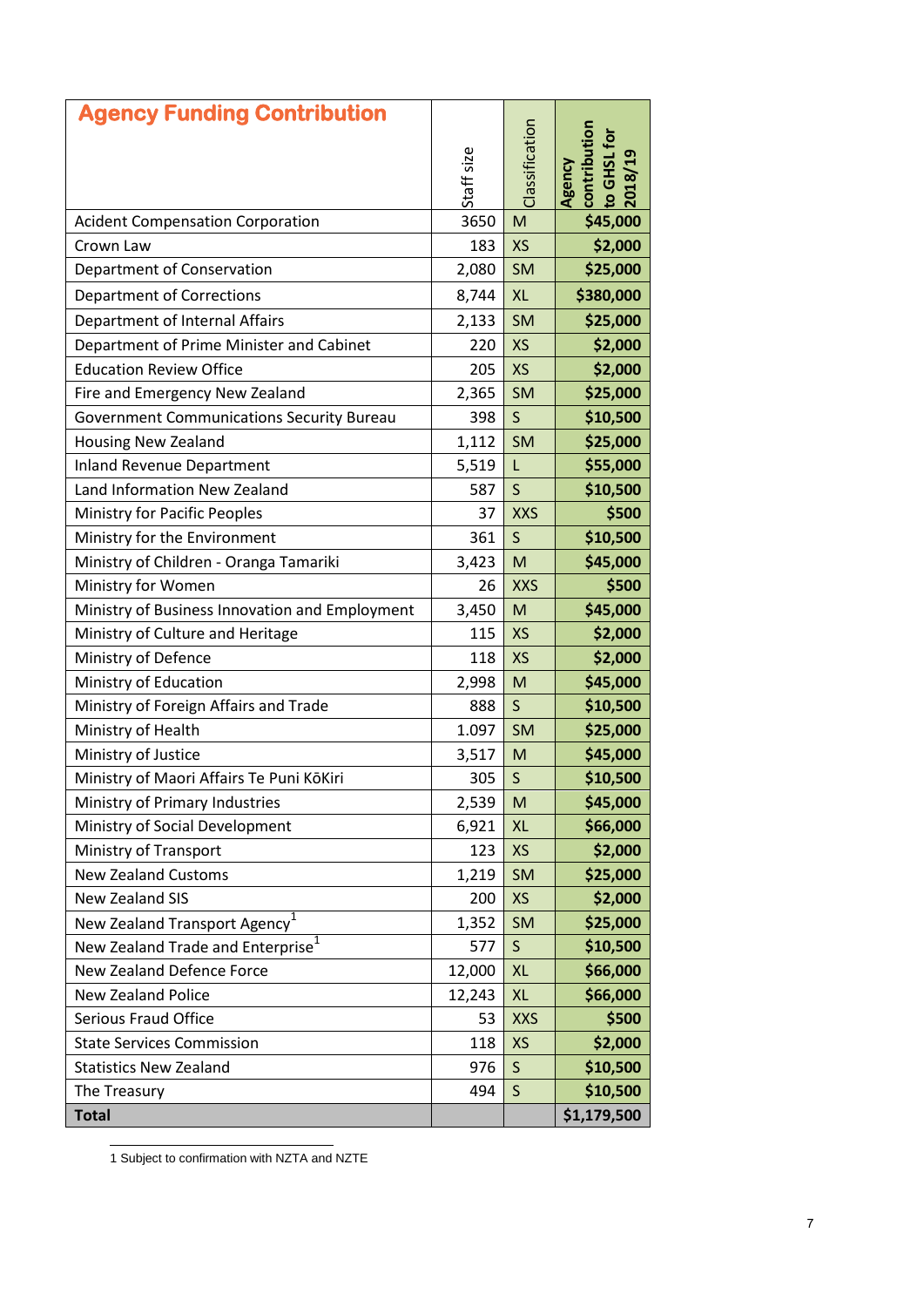| Agency Funding Contribution | Staff size | Classification | Agency contribution to GHSL for 2018/19 |
|---|---|---|---|
| Acident Compensation Corporation | 3650 | M | **$45,000** |
| Crown Law | 183 | XS | **$2,000** |
| Department of Conservation | 2,080 | SM | **$25,000** |
| Department of Corrections | 8,744 | XL | **$380,000** |
| Department of Internal Affairs | 2,133 | SM | **$25,000** |
| Department of Prime Minister and Cabinet | 220 | XS | **$2,000** |
| Education Review Office | 205 | XS | **$2,000** |
| Fire and Emergency New Zealand | 2,365 | SM | **$25,000** |
| Government Communications Security Bureau | 398 | S | **$10,500** |
| Housing New Zealand | 1,112 | SM | **$25,000** |
| Inland Revenue Department | 5,519 | L | **$55,000** |
| Land Information New Zealand | 587 | S | **$10,500** |
| Ministry for Pacific Peoples | 37 | XXS | **$500** |
| Ministry for the Environment | 361 | S | **$10,500** |
| Ministry of Children - Oranga Tamariki | 3,423 | M | **$45,000** |
| Ministry for Women | 26 | XXS | **$500** |
| Ministry of Business Innovation and Employment | 3,450 | M | **$45,000** |
| Ministry of Culture and Heritage | 115 | XS | **$2,000** |
| Ministry of Defence | 118 | XS | **$2,000** |
| Ministry of Education | 2,998 | M | **$45,000** |
| Ministry of Foreign Affairs and Trade | 888 | S | **$10,500** |
| Ministry of Health | 1.097 | SM | **$25,000** |
| Ministry of Justice | 3,517 | M | **$45,000** |
| Ministry of Maori Affairs Te Puni KōKiri | 305 | S | **$10,500** |
| Ministry of Primary Industries | 2,539 | M | **$45,000** |
| Ministry of Social Development | 6,921 | XL | **$66,000** |
| Ministry of Transport | 123 | XS | **$2,000** |
| New Zealand Customs | 1,219 | SM | **$25,000** |
| New Zealand SIS | 200 | XS | **$2,000** |
| New Zealand Transport Agency[1] | 1,352 | SM | **$25,000** |
| New Zealand Trade and Enterprise[1] | 577 | S | **$10,500** |
| New Zealand Defence Force | 12,000 | XL | **$66,000** |
| New Zealand Police | 12,243 | XL | **$66,000** |
| Serious Fraud Office | 53 | XXS | **$500** |
| State Services Commission | 118 | XS | **$2,000** |
| Statistics New Zealand | 976 | S | **$10,500** |
| The Treasury | 494 | S | **$10,500** |
| **Total** | | | **$1,179,500** |

1 Subject to confirmation with NZTA and NZTE